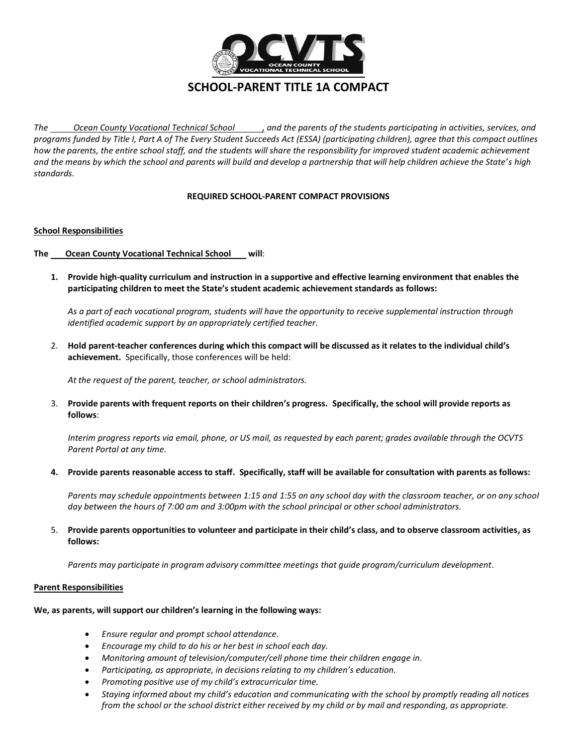# SCHOOL-PARENT TITLE 1A COMPACT

*The Ocean County Vocational Technical School, and the parents of the students participating in activities, services, and programs funded by Title I, Part A of The Every Student Succeeds Act (ESSA) (participating children), agree that this compact outlines how the parents, the entire school staff, and the students will share the responsibility for improved student academic achievement and the means by which the school and parents will build and develop a partnership that will help children achieve the State's high standards.*

**REQUIRED SCHOOL-PARENT COMPACT PROVISIONS**

**School Responsibilities**

**The Ocean County Vocational Technical School will:**

1. **Provide high-quality curriculum and instruction in a supportive and effective learning environment that enables the participating children to meet the State's student academic achievement standards as follows:**

   *As a part of each vocational program, students will have the opportunity to receive supplemental instruction through identified academic support by an appropriately certified teacher.*

2. **Hold parent-teacher conferences during which this compact will be discussed as it relates to the individual child's achievement.** Specifically, those conferences will be held:

   *At the request of the parent, teacher, or school administrators.*

3. **Provide parents with frequent reports on their children's progress. Specifically, the school will provide reports as follows**:

   *Interim progress reports via email, phone, or US mail, as requested by each parent; grades available through the OCVTS Parent Portal at any time.*

4. **Provide parents reasonable access to staff. Specifically, staff will be available for consultation with parents as follows:**

   *Parents may schedule appointments between 1:15 and 1:55 on any school day with the classroom teacher, or on any school day between the hours of 7:00 am and 3:00pm with the school principal or other school administrators.*

5. **Provide parents opportunities to volunteer and participate in their child's class, and to observe classroom activities, as follows:**

   *Parents may participate in program advisory committee meetings that guide program/curriculum development.*

**Parent Responsibilities**

**We, as parents, will support our children's learning in the following ways:**

- *Ensure regular and prompt school attendance.*
- *Encourage my child to do his or her best in school each day.*
- *Monitoring amount of television/computer/cell phone time their children engage in.*
- *Participating, as appropriate, in decisions relating to my children's education.*
- *Promoting positive use of my child's extracurricular time.*
- *Staying informed about my child's education and communicating with the school by promptly reading all notices from the school or the school district either received by my child or by mail and responding, as appropriate.*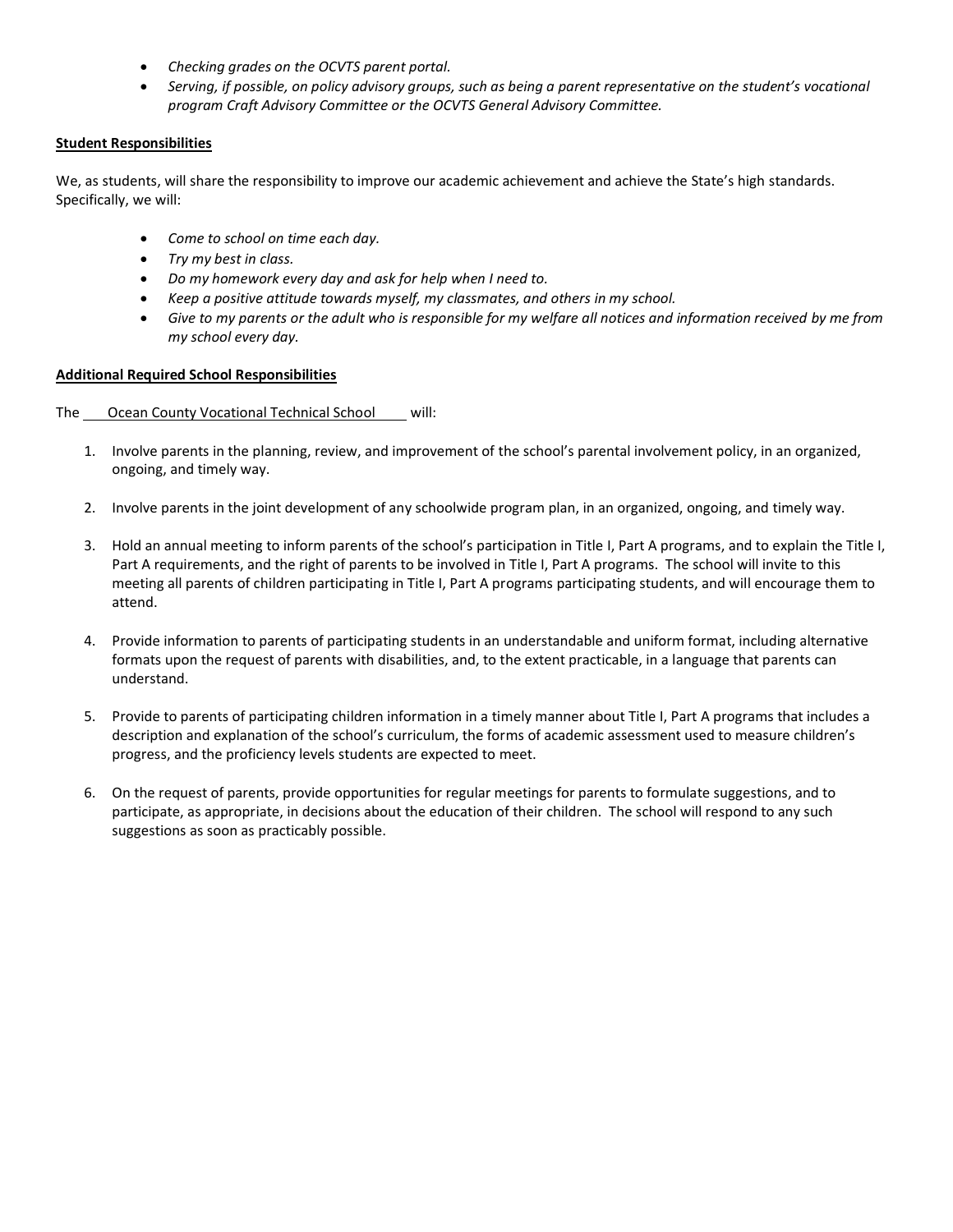- *Checking grades on the OCVTS parent portal.*
- *Serving, if possible, on policy advisory groups, such as being a parent representative on the student's vocational program Craft Advisory Committee or the OCVTS General Advisory Committee.*

**Student Responsibilities**

We, as students, will share the responsibility to improve our academic achievement and achieve the State's high standards. Specifically, we will:

- *Come to school on time each day.*
- *Try my best in class.*
- *Do my homework every day and ask for help when I need to.*
- *Keep a positive attitude towards myself, my classmates, and others in my school.*
- *Give to my parents or the adult who is responsible for my welfare all notices and information received by me from my school every day.*

**Additional Required School Responsibilities**

The Ocean County Vocational Technical School will:

1. Involve parents in the planning, review, and improvement of the school's parental involvement policy, in an organized, ongoing, and timely way.

2. Involve parents in the joint development of any schoolwide program plan, in an organized, ongoing, and timely way.

3. Hold an annual meeting to inform parents of the school's participation in Title I, Part A programs, and to explain the Title I, Part A requirements, and the right of parents to be involved in Title I, Part A programs. The school will invite to this meeting all parents of children participating in Title I, Part A programs participating students, and will encourage them to attend.

4. Provide information to parents of participating students in an understandable and uniform format, including alternative formats upon the request of parents with disabilities, and, to the extent practicable, in a language that parents can understand.

5. Provide to parents of participating children information in a timely manner about Title I, Part A programs that includes a description and explanation of the school's curriculum, the forms of academic assessment used to measure children's progress, and the proficiency levels students are expected to meet.

6. On the request of parents, provide opportunities for regular meetings for parents to formulate suggestions, and to participate, as appropriate, in decisions about the education of their children. The school will respond to any such suggestions as soon as practicably possible.